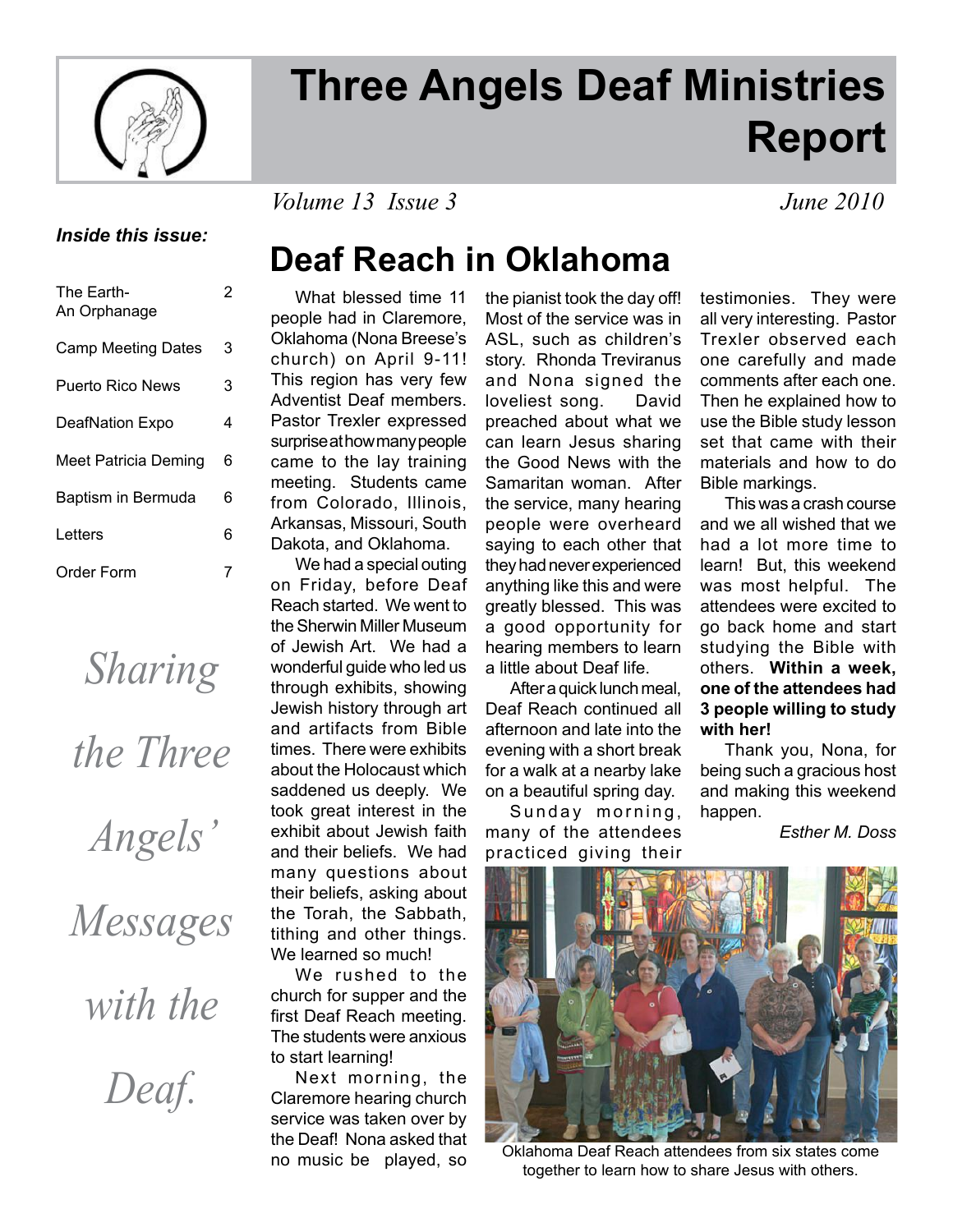# Three Angels Deaf Ministries Report

*Volume 13 Issue 3* *June 2010*

***Inside this issue:***

| | |
|---|---|
| The Earth- An Orphanage | 2 |
| Camp Meeting Dates | 3 |
| Puerto Rico News | 3 |
| DeafNation Expo | 4 |
| Meet Patricia Deming | 6 |
| Baptism in Bermuda | 6 |
| Letters | 6 |
| Order Form | 7 |

*Sharing the Three Angels' Messages with the Deaf.*

## Deaf Reach in Oklahoma

What blessed time 11 people had in Claremore, Oklahoma (Nona Breese's church) on April 9-11! This region has very few Adventist Deaf members. Pastor Trexler expressed surprise at how many people came to the lay training meeting. Students came from Colorado, Illinois, Arkansas, Missouri, South Dakota, and Oklahoma.

We had a special outing on Friday, before Deaf Reach started. We went to the Sherwin Miller Museum of Jewish Art. We had a wonderful guide who led us through exhibits, showing Jewish history through art and artifacts from Bible times. There were exhibits about the Holocaust which saddened us deeply. We took great interest in the exhibit about Jewish faith and their beliefs. We had many questions about their beliefs, asking about the Torah, the Sabbath, tithing and other things. We learned so much!

We rushed to the church for supper and the first Deaf Reach meeting. The students were anxious to start learning!

Next morning, the Claremore hearing church service was taken over by the Deaf! Nona asked that no music be played, so the pianist took the day off! Most of the service was in ASL, such as children's story. Rhonda Treviranus and Nona signed the loveliest song. David preached about what we can learn Jesus sharing the Good News with the Samaritan woman. After the service, many hearing people were overheard saying to each other that they had never experienced anything like this and were greatly blessed. This was a good opportunity for hearing members to learn a little about Deaf life.

After a quick lunch meal, Deaf Reach continued all afternoon and late into the evening with a short break for a walk at a nearby lake on a beautiful spring day.

Sunday morning, many of the attendees practiced giving their testimonies. They were all very interesting. Pastor Trexler observed each one carefully and made comments after each one. Then he explained how to use the Bible study lesson set that came with their materials and how to do Bible markings.

This was a crash course and we all wished that we had a lot more time to learn! But, this weekend was most helpful. The attendees were excited to go back home and start studying the Bible with others. **Within a week, one of the attendees had 3 people willing to study with her!**

Thank you, Nona, for being such a gracious host and making this weekend happen.

*Esther M. Doss*

Oklahoma Deaf Reach attendees from six states come together to learn how to share Jesus with others.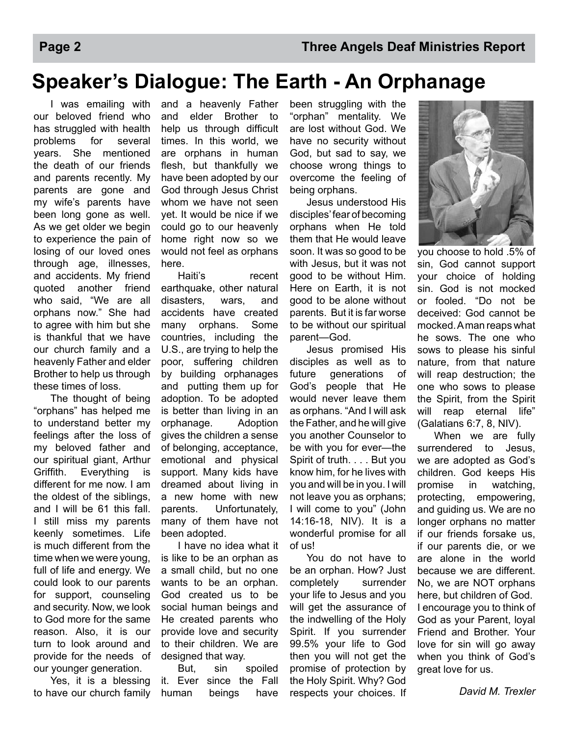# Speaker's Dialogue: The Earth - An Orphanage

I was emailing with our beloved friend who has struggled with health problems for several years. She mentioned the death of our friends and parents recently. My parents are gone and my wife's parents have been long gone as well. As we get older we begin to experience the pain of losing of our loved ones through age, illnesses, and accidents. My friend quoted another friend who said, "We are all orphans now." She had to agree with him but she is thankful that we have our church family and a heavenly Father and elder Brother to help us through these times of loss.

The thought of being "orphans" has helped me to understand better my feelings after the loss of my beloved father and our spiritual giant, Arthur Griffith. Everything is different for me now. I am the oldest of the siblings, and I will be 61 this fall. I still miss my parents keenly sometimes. Life is much different from the time when we were young, full of life and energy. We could look to our parents for support, counseling and security. Now, we look to God more for the same reason. Also, it is our turn to look around and provide for the needs of our younger generation.

Yes, it is a blessing to have our church family and a heavenly Father and elder Brother to help us through difficult times. In this world, we are orphans in human flesh, but thankfully we have been adopted by our God through Jesus Christ whom we have not seen yet. It would be nice if we could go to our heavenly home right now so we would not feel as orphans here.

Haiti's recent earthquake, other natural disasters, wars, and accidents have created many orphans. Some countries, including the U.S., are trying to help the poor, suffering children by building orphanages and putting them up for adoption. To be adopted is better than living in an orphanage. Adoption gives the children a sense of belonging, acceptance, emotional and physical support. Many kids have dreamed about living in a new home with new parents. Unfortunately, many of them have not been adopted.

I have no idea what it is like to be an orphan as a small child, but no one wants to be an orphan. God created us to be social human beings and He created parents who provide love and security to their children. We are designed that way.

But, sin spoiled it. Ever since the Fall human beings have been struggling with the "orphan" mentality. We are lost without God. We have no security without God, but sad to say, we choose wrong things to overcome the feeling of being orphans.

Jesus understood His disciples' fear of becoming orphans when He told them that He would leave soon. It was so good to be with Jesus, but it was not good to be without Him. Here on Earth, it is not good to be alone without parents. But it is far worse to be without our spiritual parent—God.

Jesus promised His disciples as well as to future generations of God's people that He would never leave them as orphans. "And I will ask the Father, and he will give you another Counselor to be with you for ever—the Spirit of truth. . . . But you know him, for he lives with you and will be in you. I will not leave you as orphans; I will come to you" (John 14:16-18, NIV). It is a wonderful promise for all of us!

You do not have to be an orphan. How? Just completely surrender your life to Jesus and you will get the assurance of the indwelling of the Holy Spirit. If you surrender 99.5% your life to God then you will not get the promise of protection by the Holy Spirit. Why? God respects your choices. If you choose to hold .5% of sin, God cannot support your choice of holding sin. God is not mocked or fooled. "Do not be deceived: God cannot be mocked. A man reaps what he sows. The one who sows to please his sinful nature, from that nature will reap destruction; the one who sows to please the Spirit, from the Spirit will reap eternal life" (Galatians 6:7, 8, NIV).

When we are fully surrendered to Jesus, we are adopted as God's children. God keeps His promise in watching, protecting, empowering, and guiding us. We are no longer orphans no matter if our friends forsake us, if our parents die, or we are alone in the world because we are different. No, we are NOT orphans here, but children of God. I encourage you to think of God as your Parent, loyal Friend and Brother. Your love for sin will go away when you think of God's great love for us.

*David M. Trexler*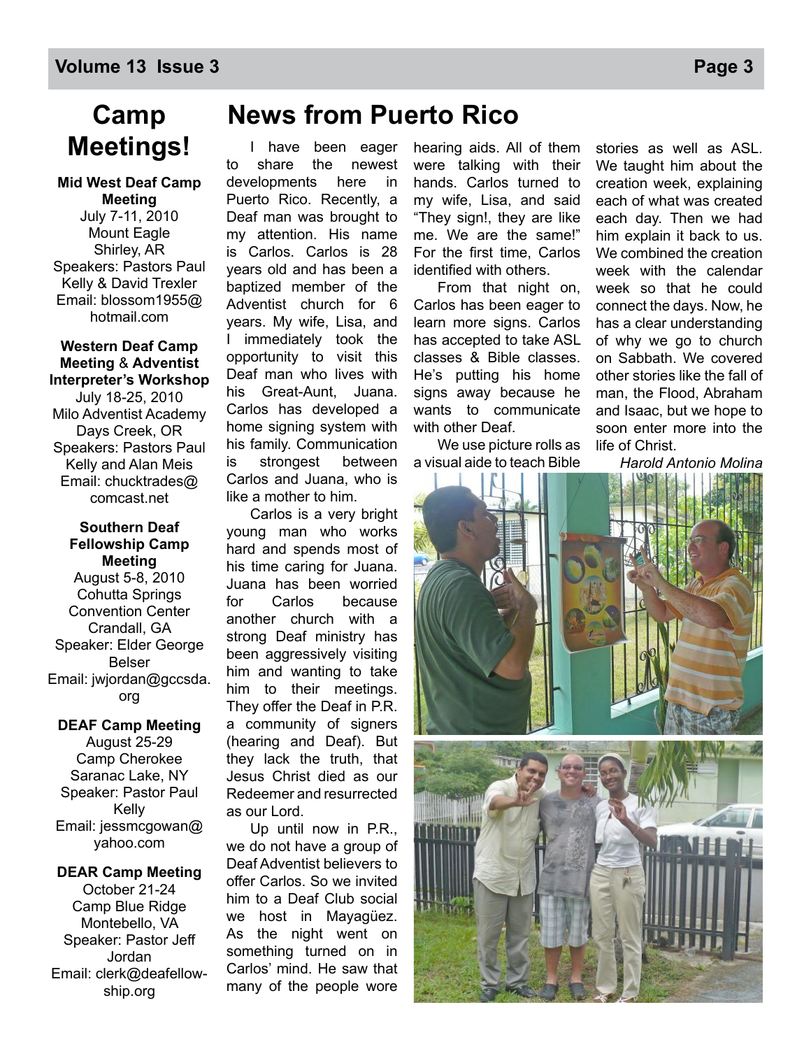# Camp Meetings!

**Mid West Deaf Camp Meeting**
July 7-11, 2010
Mount Eagle
Shirley, AR
Speakers: Pastors Paul Kelly & David Trexler
Email: blossom1955@hotmail.com

**Western Deaf Camp Meeting** & **Adventist Interpreter's Workshop**
July 18-25, 2010
Milo Adventist Academy
Days Creek, OR
Speakers: Pastors Paul Kelly and Alan Meis
Email: chucktrades@comcast.net

**Southern Deaf Fellowship Camp Meeting**
August 5-8, 2010
Cohutta Springs Convention Center
Crandall, GA
Speaker: Elder George Belser
Email: jwjordan@gccsda.org

**DEAF Camp Meeting**
August 25-29
Camp Cherokee
Saranac Lake, NY
Speaker: Pastor Paul Kelly
Email: jessmcgowan@yahoo.com

**DEAR Camp Meeting**
October 21-24
Camp Blue Ridge
Montebello, VA
Speaker: Pastor Jeff Jordan
Email: clerk@deafellowship.org

# News from Puerto Rico

I have been eager to share the newest developments here in Puerto Rico. Recently, a Deaf man was brought to my attention. His name is Carlos. Carlos is 28 years old and has been a baptized member of the Adventist church for 6 years. My wife, Lisa, and I immediately took the opportunity to visit this Deaf man who lives with his Great-Aunt, Juana. Carlos has developed a home signing system with his family. Communication is strongest between Carlos and Juana, who is like a mother to him.

Carlos is a very bright young man who works hard and spends most of his time caring for Juana. Juana has been worried for Carlos because another church with a strong Deaf ministry has been aggressively visiting him and wanting to take him to their meetings. They offer the Deaf in P.R. a community of signers (hearing and Deaf). But they lack the truth, that Jesus Christ died as our Redeemer and resurrected as our Lord.

Up until now in P.R., we do not have a group of Deaf Adventist believers to offer Carlos. So we invited him to a Deaf Club social we host in Mayagüez. As the night went on something turned on in Carlos' mind. He saw that many of the people wore hearing aids. All of them were talking with their hands. Carlos turned to my wife, Lisa, and said "They sign!, they are like me. We are the same!" For the first time, Carlos identified with others.

From that night on, Carlos has been eager to learn more signs. Carlos has accepted to take ASL classes & Bible classes. He's putting his home signs away because he wants to communicate with other Deaf.

We use picture rolls as a visual aide to teach Bible stories as well as ASL. We taught him about the creation week, explaining each of what was created each day. Then we had him explain it back to us. We combined the creation week with the calendar week so that he could connect the days. Now, he has a clear understanding of why we go to church on Sabbath. We covered other stories like the fall of man, the Flood, Abraham and Isaac, but we hope to soon enter more into the life of Christ.

*Harold Antonio Molina*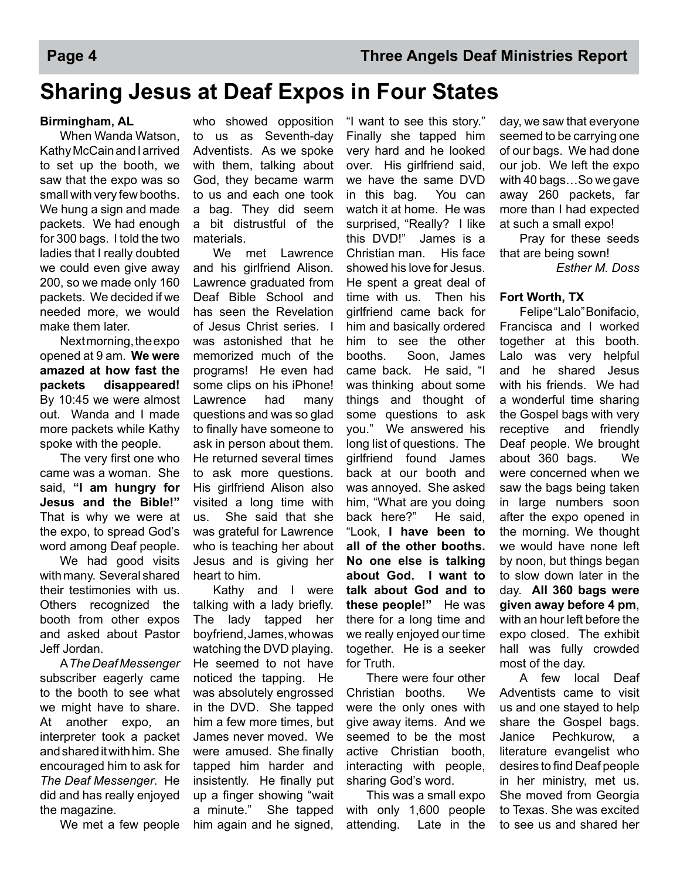# Sharing Jesus at Deaf Expos in Four States

**Birmingham, AL**

When Wanda Watson, Kathy McCain and I arrived to set up the booth, we saw that the expo was so small with very few booths. We hung a sign and made packets. We had enough for 300 bags. I told the two ladies that I really doubted we could even give away 200, so we made only 160 packets. We decided if we needed more, we would make them later.

Next morning, the expo opened at 9 am. **We were amazed at how fast the packets disappeared!** By 10:45 we were almost out. Wanda and I made more packets while Kathy spoke with the people.

The very first one who came was a woman. She said, **"I am hungry for Jesus and the Bible!"** That is why we were at the expo, to spread God's word among Deaf people.

We had good visits with many. Several shared their testimonies with us. Others recognized the booth from other expos and asked about Pastor Jeff Jordan.

A *The Deaf Messenger* subscriber eagerly came to the booth to see what we might have to share. At another expo, an interpreter took a packet and shared it with him. She encouraged him to ask for *The Deaf Messenger*. He did and has really enjoyed the magazine.

We met a few people who showed opposition to us as Seventh-day Adventists. As we spoke with them, talking about God, they became warm to us and each one took a bag. They did seem a bit distrustful of the materials.

We met Lawrence and his girlfriend Alison. Lawrence graduated from Deaf Bible School and has seen the Revelation of Jesus Christ series. I was astonished that he memorized much of the programs! He even had some clips on his iPhone! Lawrence had many questions and was so glad to finally have someone to ask in person about them. He returned several times to ask more questions. His girlfriend Alison also visited a long time with us. She said that she was grateful for Lawrence who is teaching her about Jesus and is giving her heart to him.

Kathy and I were talking with a lady briefly. The lady tapped her boyfriend, James, who was watching the DVD playing. He seemed to not have noticed the tapping. He was absolutely engrossed in the DVD. She tapped him a few more times, but James never moved. We were amused. She finally tapped him harder and insistently. He finally put up a finger showing "wait a minute." She tapped him again and he signed, "I want to see this story." Finally she tapped him very hard and he looked over. His girlfriend said, we have the same DVD in this bag. You can watch it at home. He was surprised, "Really? I like this DVD!" James is a Christian man. His face showed his love for Jesus. He spent a great deal of time with us. Then his girlfriend came back for him and basically ordered him to see the other booths. Soon, James came back. He said, "I was thinking about some things and thought of some questions to ask you." We answered his long list of questions. The girlfriend found James back at our booth and was annoyed. She asked him, "What are you doing back here?" He said, "Look, **I have been to all of the other booths. No one else is talking about God. I want to talk about God and to these people!"** He was there for a long time and we really enjoyed our time together. He is a seeker for Truth.

There were four other Christian booths. We were the only ones with give away items. And we seemed to be the most active Christian booth, interacting with people, sharing God's word.

This was a small expo with only 1,600 people attending. Late in the day, we saw that everyone seemed to be carrying one of our bags. We had done our job. We left the expo with 40 bags…So we gave away 260 packets, far more than I had expected at such a small expo!

Pray for these seeds that are being sown!

*Esther M. Doss*

**Fort Worth, TX**

Felipe "Lalo" Bonifacio, Francisca and I worked together at this booth. Lalo was very helpful and he shared Jesus with his friends. We had a wonderful time sharing the Gospel bags with very receptive and friendly Deaf people. We brought about 360 bags. We were concerned when we saw the bags being taken in large numbers soon after the expo opened in the morning. We thought we would have none left by noon, but things began to slow down later in the day. **All 360 bags were given away before 4 pm**, with an hour left before the expo closed. The exhibit hall was fully crowded most of the day.

A few local Deaf Adventists came to visit us and one stayed to help share the Gospel bags. Janice Pechkurow, a literature evangelist who desires to find Deaf people in her ministry, met us. She moved from Georgia to Texas. She was excited to see us and shared her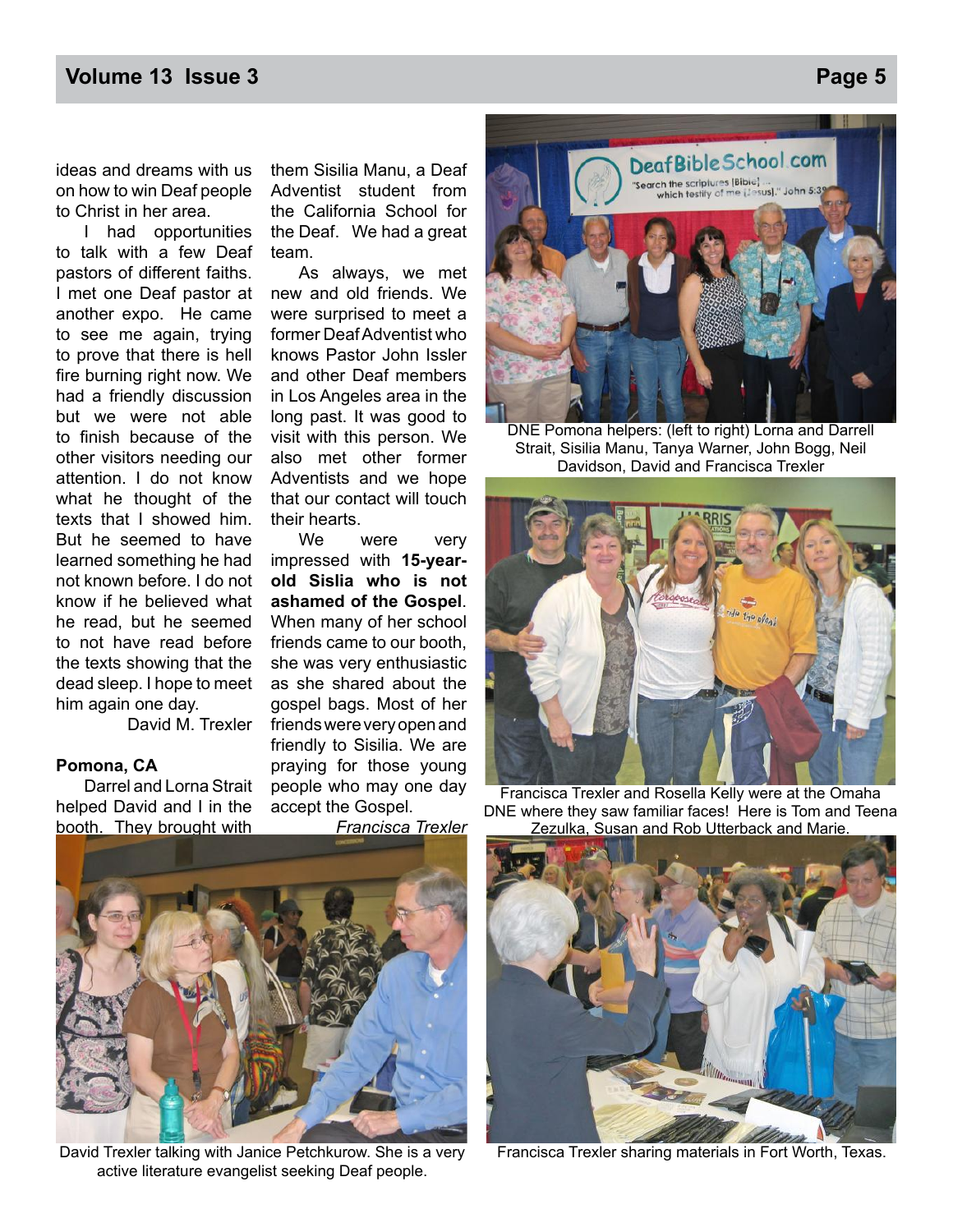ideas and dreams with us on how to win Deaf people to Christ in her area.

I had opportunities to talk with a few Deaf pastors of different faiths. I met one Deaf pastor at another expo. He came to see me again, trying to prove that there is hell fire burning right now. We had a friendly discussion but we were not able to finish because of the other visitors needing our attention. I do not know what he thought of the texts that I showed him. But he seemed to have learned something he had not known before. I do not know if he believed what he read, but he seemed to not have read before the texts showing that the dead sleep. I hope to meet him again one day.

David M. Trexler

**Pomona, CA**

Darrel and Lorna Strait helped David and I in the booth. They brought with them Sisilia Manu, a Deaf Adventist student from the California School for the Deaf. We had a great team.

As always, we met new and old friends. We were surprised to meet a former Deaf Adventist who knows Pastor John Issler and other Deaf members in Los Angeles area in the long past. It was good to visit with this person. We also met other former Adventists and we hope that our contact will touch their hearts.

We were very impressed with **15-year-old Sislia who is not ashamed of the Gospel**. When many of her school friends came to our booth, she was very enthusiastic as she shared about the gospel bags. Most of her friends were very open and friendly to Sisilia. We are praying for those young people who may one day accept the Gospel.

*Francisca Trexler*

DNE Pomona helpers: (left to right) Lorna and Darrell Strait, Sisilia Manu, Tanya Warner, John Bogg, Neil Davidson, David and Francisca Trexler

Francisca Trexler and Rosella Kelly were at the Omaha DNE where they saw familiar faces! Here is Tom and Teena Zezulka, Susan and Rob Utterback and Marie.

David Trexler talking with Janice Petchkurow. She is a very active literature evangelist seeking Deaf people.

Francisca Trexler sharing materials in Fort Worth, Texas.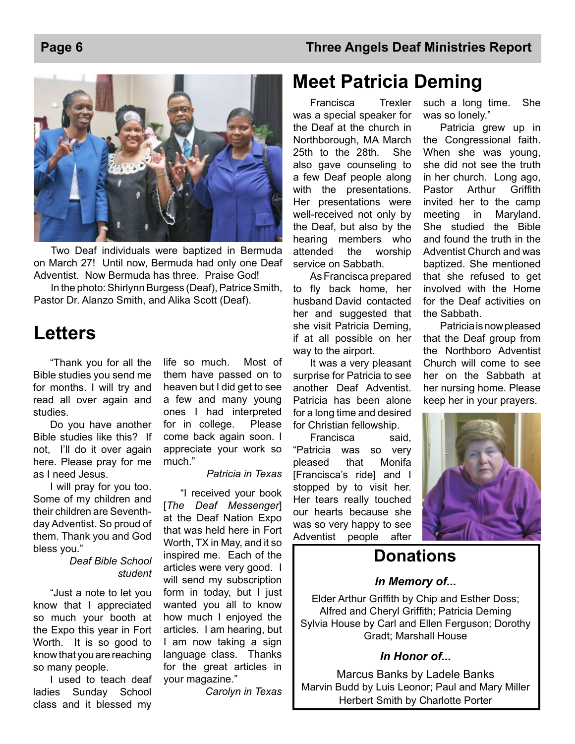Two Deaf individuals were baptized in Bermuda on March 27! Until now, Bermuda had only one Deaf Adventist. Now Bermuda has three. Praise God!

In the photo: Shirlynn Burgess (Deaf), Patrice Smith, Pastor Dr. Alanzo Smith, and Alika Scott (Deaf).

## Letters

"Thank you for all the Bible studies you send me for months. I will try and read all over again and studies.

Do you have another Bible studies like this? If not, I'll do it over again here. Please pray for me as I need Jesus.

I will pray for you too. Some of my children and their children are Seventh-day Adventist. So proud of them. Thank you and God bless you."

*Deaf Bible School student*

"Just a note to let you know that I appreciated so much your booth at the Expo this year in Fort Worth. It is so good to know that you are reaching so many people.

I used to teach deaf ladies Sunday School class and it blessed my life so much. Most of them have passed on to heaven but I did get to see a few and many young ones I had interpreted for in college. Please come back again soon. I appreciate your work so much."

*Patricia in Texas*

"I received your book [*The Deaf Messenger*] at the Deaf Nation Expo that was held here in Fort Worth, TX in May, and it so inspired me. Each of the articles were very good. I will send my subscription form in today, but I just wanted you all to know how much I enjoyed the articles. I am hearing, but I am now taking a sign language class. Thanks for the great articles in your magazine."

*Carolyn in Texas*

## Meet Patricia Deming

Francisca Trexler was a special speaker for the Deaf at the church in Northborough, MA March 25th to the 28th. She also gave counseling to a few Deaf people along with the presentations. Her presentations were well-received not only by the Deaf, but also by the hearing members who attended the worship service on Sabbath.

As Francisca prepared to fly back home, her husband David contacted her and suggested that she visit Patricia Deming, if at all possible on her way to the airport.

It was a very pleasant surprise for Patricia to see another Deaf Adventist. Patricia has been alone for a long time and desired for Christian fellowship.

Francisca said, "Patricia was so very pleased that Monifa [Francisca's ride] and I stopped by to visit her. Her tears really touched our hearts because she was so very happy to see Adventist people after such a long time. She was so lonely."

Patricia grew up in the Congressional faith. When she was young, she did not see the truth in her church. Long ago, Pastor Arthur Griffith invited her to the camp meeting in Maryland. She studied the Bible and found the truth in the Adventist Church and was baptized. She mentioned that she refused to get involved with the Home for the Deaf activities on the Sabbath.

Patricia is now pleased that the Deaf group from the Northboro Adventist Church will come to see her on the Sabbath at her nursing home. Please keep her in your prayers.

## Donations

### *In Memory of...*

Elder Arthur Griffith by Chip and Esther Doss; Alfred and Cheryl Griffith; Patricia Deming
Sylvia House by Carl and Ellen Ferguson; Dorothy Gradt; Marshall House

### *In Honor of...*

Marcus Banks by Ladele Banks
Marvin Budd by Luis Leonor; Paul and Mary Miller
Herbert Smith by Charlotte Porter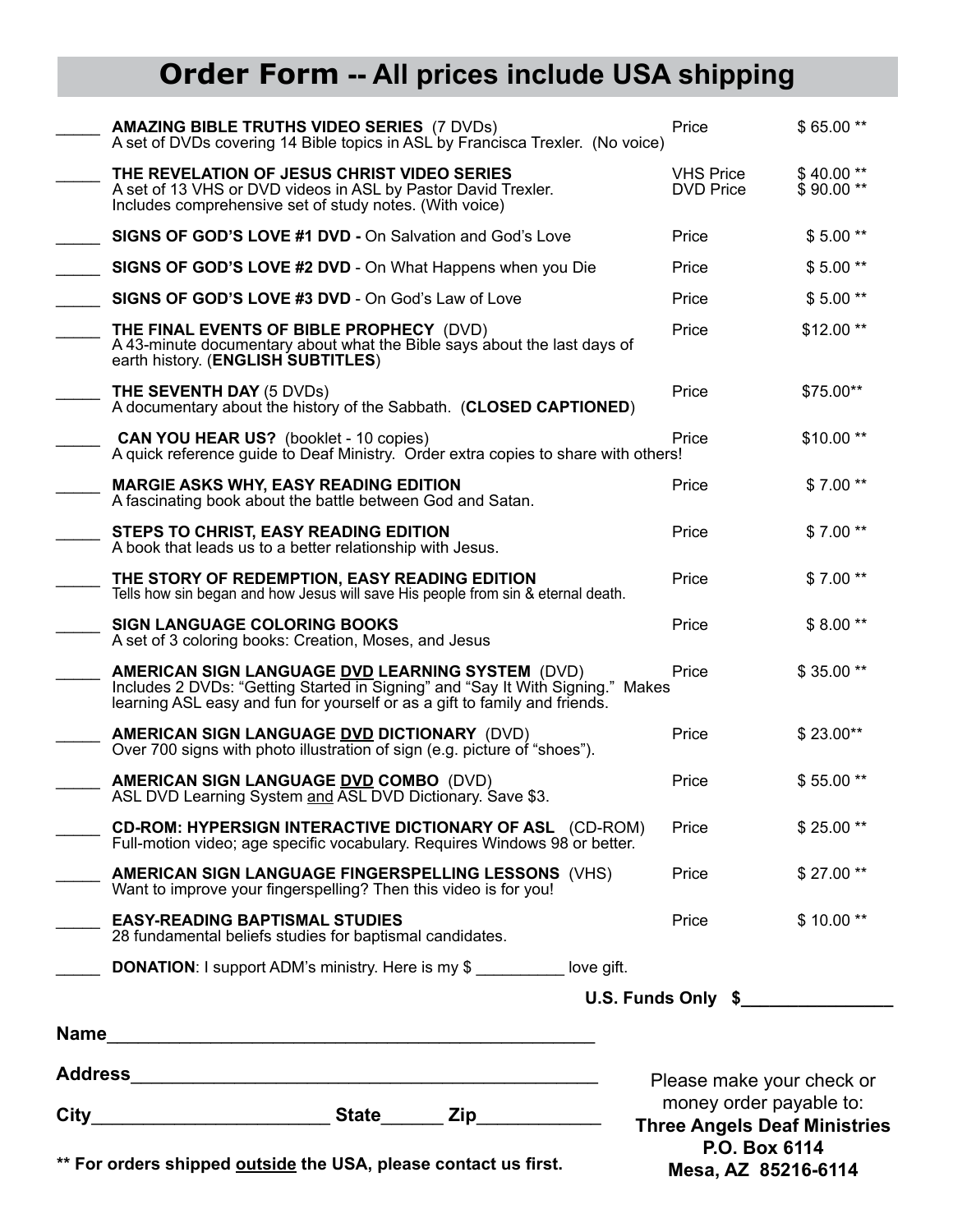# Order Form -- All prices include USA shipping

| Qty | Item | | Price |
|---|---|---|---|
| _____ | **AMAZING BIBLE TRUTHS VIDEO SERIES** (7 DVDs)<br>A set of DVDs covering 14 Bible topics in ASL by Francisca Trexler. (No voice) | Price | $ 65.00 ** |
| _____ | **THE REVELATION OF JESUS CHRIST VIDEO SERIES**<br>A set of 13 VHS or DVD videos in ASL by Pastor David Trexler.<br>Includes comprehensive set of study notes. (With voice) | VHS Price<br>DVD Price | $ 40.00 **<br>$ 90.00 ** |
| _____ | **SIGNS OF GOD'S LOVE #1 DVD -** On Salvation and God's Love | Price | $ 5.00 ** |
| _____ | **SIGNS OF GOD'S LOVE #2 DVD** - On What Happens when you Die | Price | $ 5.00 ** |
| _____ | **SIGNS OF GOD'S LOVE #3 DVD** - On God's Law of Love | Price | $ 5.00 ** |
| _____ | **THE FINAL EVENTS OF BIBLE PROPHECY** (DVD)<br>A 43-minute documentary about what the Bible says about the last days of earth history. (**ENGLISH SUBTITLES**) | Price | $12.00 ** |
| _____ | **THE SEVENTH DAY** (5 DVDs)<br>A documentary about the history of the Sabbath. (**CLOSED CAPTIONED**) | Price | $75.00** |
| _____ | **CAN YOU HEAR US?** (booklet - 10 copies)<br>A quick reference guide to Deaf Ministry. Order extra copies to share with others! | Price | $10.00 ** |
| _____ | **MARGIE ASKS WHY, EASY READING EDITION**<br>A fascinating book about the battle between God and Satan. | Price | $ 7.00 ** |
| _____ | **STEPS TO CHRIST, EASY READING EDITION**<br>A book that leads us to a better relationship with Jesus. | Price | $ 7.00 ** |
| _____ | **THE STORY OF REDEMPTION, EASY READING EDITION**<br>Tells how sin began and how Jesus will save His people from sin & eternal death. | Price | $ 7.00 ** |
| _____ | **SIGN LANGUAGE COLORING BOOKS**<br>A set of 3 coloring books: Creation, Moses, and Jesus | Price | $ 8.00 ** |
| _____ | **AMERICAN SIGN LANGUAGE <u>DVD</u> LEARNING SYSTEM** (DVD)<br>Includes 2 DVDs: "Getting Started in Signing" and "Say It With Signing." Makes learning ASL easy and fun for yourself or as a gift to family and friends. | Price | $ 35.00 ** |
| _____ | **AMERICAN SIGN LANGUAGE <u>DVD</u> DICTIONARY** (DVD)<br>Over 700 signs with photo illustration of sign (e.g. picture of "shoes"). | Price | $ 23.00** |
| _____ | **AMERICAN SIGN LANGUAGE <u>DVD</u> COMBO** (DVD)<br>ASL DVD Learning System <u>and</u> ASL DVD Dictionary. Save $3. | Price | $ 55.00 ** |
| _____ | **CD-ROM: HYPERSIGN INTERACTIVE DICTIONARY OF ASL** (CD-ROM)<br>Full-motion video; age specific vocabulary. Requires Windows 98 or better. | Price | $ 25.00 ** |
| _____ | **AMERICAN SIGN LANGUAGE FINGERSPELLING LESSONS** (VHS)<br>Want to improve your fingerspelling? Then this video is for you! | Price | $ 27.00 ** |
| _____ | **EASY-READING BAPTISMAL STUDIES**<br>28 fundamental beliefs studies for baptismal candidates. | Price | $ 10.00 ** |
| _____ | **DONATION**: I support ADM's ministry. Here is my $ __________ love gift. | | |

**U.S. Funds Only $_______________**

Name_______________________________________________

Address_____________________________________________

City_______________________ State______ Zip____________

** For orders shipped <u>outside</u> the USA, please contact us first.

Please make your check or money order payable to:
**Three Angels Deaf Ministries**
**P.O. Box 6114**
**Mesa, AZ 85216-6114**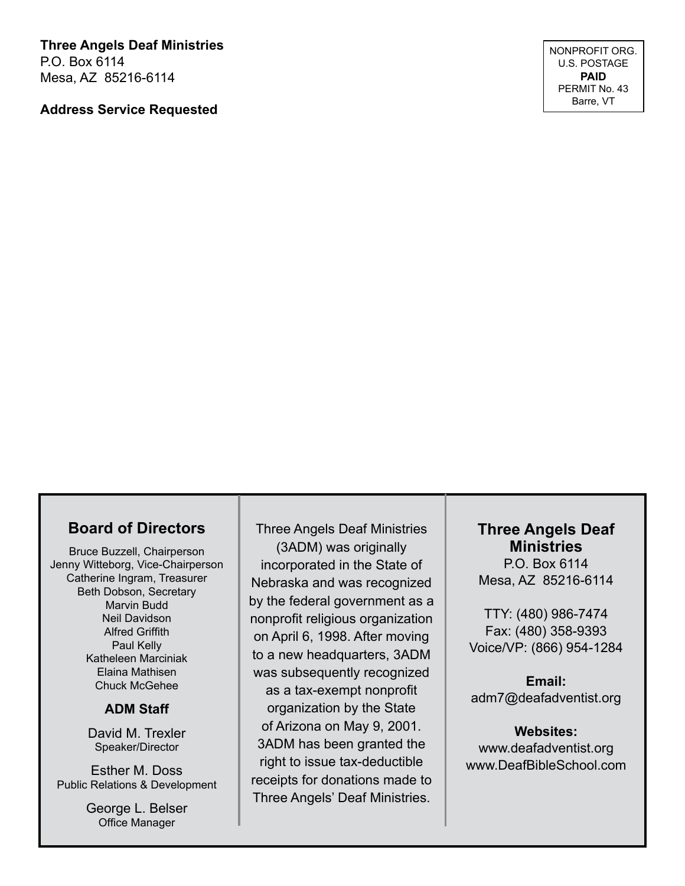**Three Angels Deaf Ministries**
P.O. Box 6114
Mesa, AZ 85216-6114

**Address Service Requested**

NONPROFIT ORG.
U.S. POSTAGE
**PAID**
PERMIT No. 43
Barre, VT

## Board of Directors

Bruce Buzzell, Chairperson
Jenny Witteborg, Vice-Chairperson
Catherine Ingram, Treasurer
Beth Dobson, Secretary
Marvin Budd
Neil Davidson
Alfred Griffith
Paul Kelly
Katheleen Marciniak
Elaina Mathisen
Chuck McGehee

### ADM Staff

David M. Trexler
Speaker/Director

Esther M. Doss
Public Relations & Development

George L. Belser
Office Manager

Three Angels Deaf Ministries (3ADM) was originally incorporated in the State of Nebraska and was recognized by the federal government as a nonprofit religious organization on April 6, 1998. After moving to a new headquarters, 3ADM was subsequently recognized as a tax-exempt nonprofit organization by the State of Arizona on May 9, 2001. 3ADM has been granted the right to issue tax-deductible receipts for donations made to Three Angels' Deaf Ministries.

## Three Angels Deaf Ministries

P.O. Box 6114
Mesa, AZ 85216-6114

TTY: (480) 986-7474
Fax: (480) 358-9393
Voice/VP: (866) 954-1284

**Email:**
adm7@deafadventist.org

**Websites:**
www.deafadventist.org
www.DeafBibleSchool.com